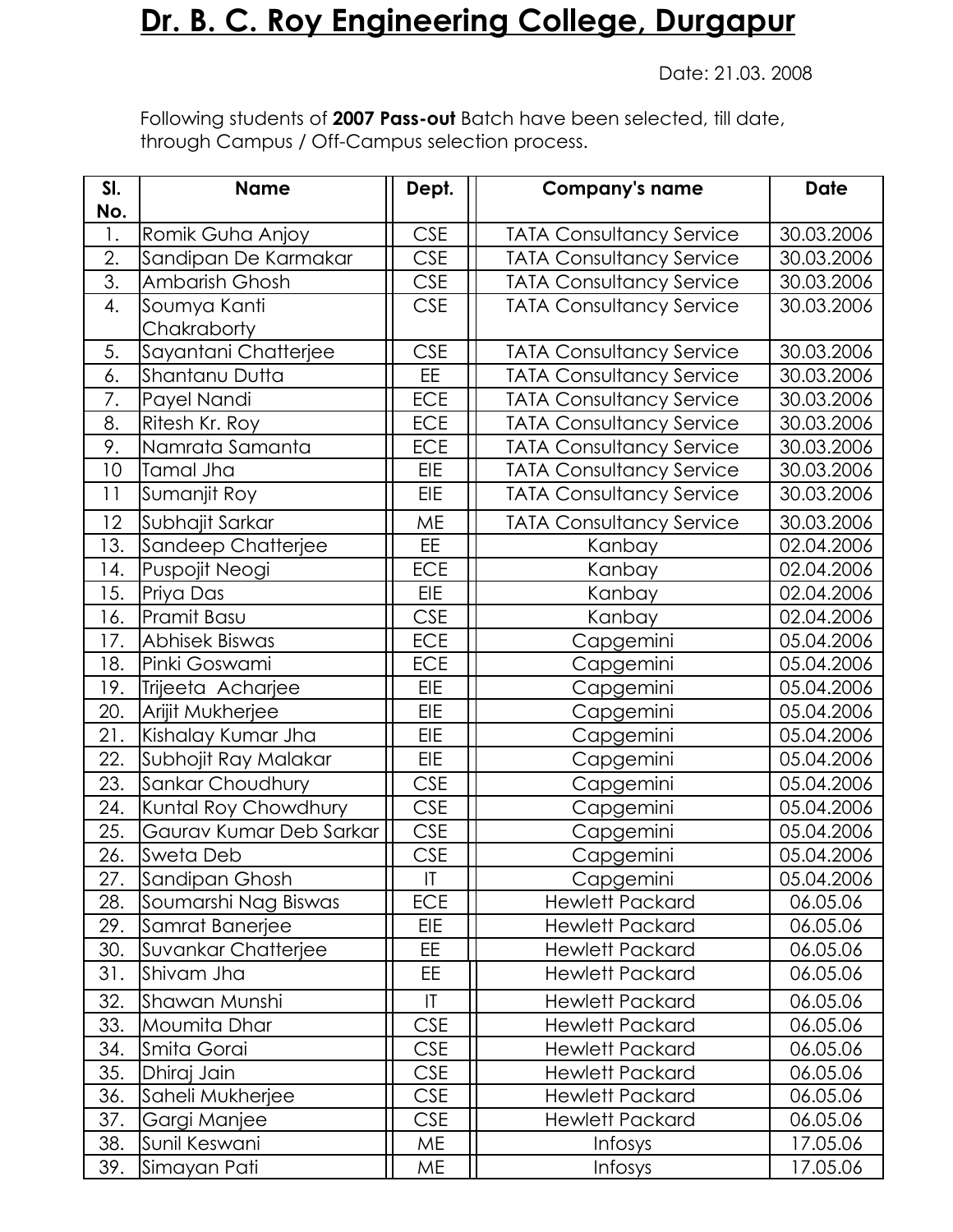# Dr. B. C. Roy Engineering College, Durgapur

Date: 21.03. 2008

Following students of **2007 Pass-out** Batch have been selected, till date, through Campus / Off-Campus selection process.

| Sl. No. | Name | Dept. | Company's name | Date |
|---|---|---|---|---|
| 1. | Romik Guha Anjoy | CSE | TATA Consultancy Service | 30.03.2006 |
| 2. | Sandipan De Karmakar | CSE | TATA Consultancy Service | 30.03.2006 |
| 3. | Ambarish Ghosh | CSE | TATA Consultancy Service | 30.03.2006 |
| 4. | Soumya Kanti Chakraborty | CSE | TATA Consultancy Service | 30.03.2006 |
| 5. | Sayantani Chatterjee | CSE | TATA Consultancy Service | 30.03.2006 |
| 6. | Shantanu Dutta | EE | TATA Consultancy Service | 30.03.2006 |
| 7. | Payel Nandi | ECE | TATA Consultancy Service | 30.03.2006 |
| 8. | Ritesh Kr. Roy | ECE | TATA Consultancy Service | 30.03.2006 |
| 9. | Namrata Samanta | ECE | TATA Consultancy Service | 30.03.2006 |
| 10 | Tamal Jha | EIE | TATA Consultancy Service | 30.03.2006 |
| 11 | Sumanjit Roy | EIE | TATA Consultancy Service | 30.03.2006 |
| 12 | Subhajit Sarkar | ME | TATA Consultancy Service | 30.03.2006 |
| 13. | Sandeep Chatterjee | EE | Kanbay | 02.04.2006 |
| 14. | Puspojit Neogi | ECE | Kanbay | 02.04.2006 |
| 15. | Priya Das | EIE | Kanbay | 02.04.2006 |
| 16. | Pramit Basu | CSE | Kanbay | 02.04.2006 |
| 17. | Abhisek Biswas | ECE | Capgemini | 05.04.2006 |
| 18. | Pinki Goswami | ECE | Capgemini | 05.04.2006 |
| 19. | Trijeeta Acharjee | EIE | Capgemini | 05.04.2006 |
| 20. | Arijit Mukherjee | EIE | Capgemini | 05.04.2006 |
| 21. | Kishalay Kumar Jha | EIE | Capgemini | 05.04.2006 |
| 22. | Subhojit Ray Malakar | EIE | Capgemini | 05.04.2006 |
| 23. | Sankar Choudhury | CSE | Capgemini | 05.04.2006 |
| 24. | Kuntal Roy Chowdhury | CSE | Capgemini | 05.04.2006 |
| 25. | Gaurav Kumar Deb Sarkar | CSE | Capgemini | 05.04.2006 |
| 26. | Sweta Deb | CSE | Capgemini | 05.04.2006 |
| 27. | Sandipan Ghosh | IT | Capgemini | 05.04.2006 |
| 28. | Soumarshi Nag Biswas | ECE | Hewlett Packard | 06.05.06 |
| 29. | Samrat Banerjee | EIE | Hewlett Packard | 06.05.06 |
| 30. | Suvankar Chatterjee | EE | Hewlett Packard | 06.05.06 |
| 31. | Shivam Jha | EE | Hewlett Packard | 06.05.06 |
| 32. | Shawan Munshi | IT | Hewlett Packard | 06.05.06 |
| 33. | Moumita Dhar | CSE | Hewlett Packard | 06.05.06 |
| 34. | Smita Gorai | CSE | Hewlett Packard | 06.05.06 |
| 35. | Dhiraj Jain | CSE | Hewlett Packard | 06.05.06 |
| 36. | Saheli Mukherjee | CSE | Hewlett Packard | 06.05.06 |
| 37. | Gargi Manjee | CSE | Hewlett Packard | 06.05.06 |
| 38. | Sunil Keswani | ME | Infosys | 17.05.06 |
| 39. | Simayan Pati | ME | Infosys | 17.05.06 |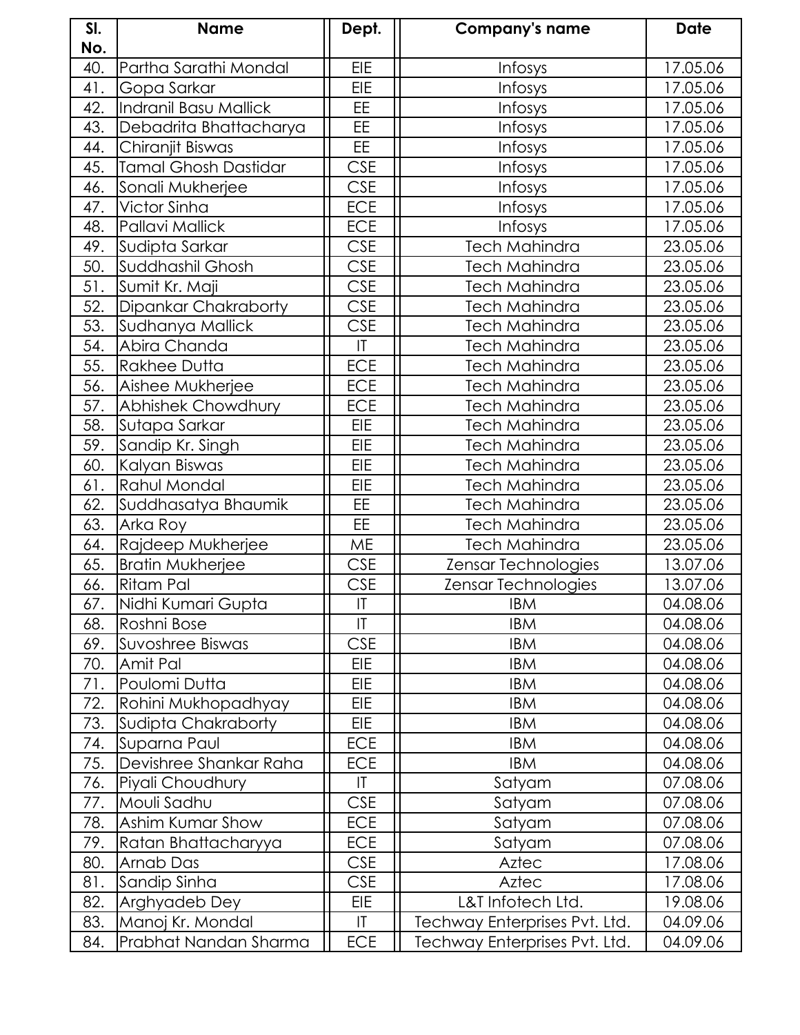| Sl. No. | Name | Dept. | Company's name | Date |
|---|---|---|---|---|
| 40. | Partha Sarathi Mondal | EIE | Infosys | 17.05.06 |
| 41. | Gopa Sarkar | EIE | Infosys | 17.05.06 |
| 42. | Indranil Basu Mallick | EE | Infosys | 17.05.06 |
| 43. | Debadrita Bhattacharya | EE | Infosys | 17.05.06 |
| 44. | Chiranjit Biswas | EE | Infosys | 17.05.06 |
| 45. | Tamal Ghosh Dastidar | CSE | Infosys | 17.05.06 |
| 46. | Sonali Mukherjee | CSE | Infosys | 17.05.06 |
| 47. | Victor Sinha | ECE | Infosys | 17.05.06 |
| 48. | Pallavi Mallick | ECE | Infosys | 17.05.06 |
| 49. | Sudipta Sarkar | CSE | Tech Mahindra | 23.05.06 |
| 50. | Suddhashil Ghosh | CSE | Tech Mahindra | 23.05.06 |
| 51. | Sumit Kr. Maji | CSE | Tech Mahindra | 23.05.06 |
| 52. | Dipankar Chakraborty | CSE | Tech Mahindra | 23.05.06 |
| 53. | Sudhanya Mallick | CSE | Tech Mahindra | 23.05.06 |
| 54. | Abira Chanda | IT | Tech Mahindra | 23.05.06 |
| 55. | Rakhee Dutta | ECE | Tech Mahindra | 23.05.06 |
| 56. | Aishee Mukherjee | ECE | Tech Mahindra | 23.05.06 |
| 57. | Abhishek Chowdhury | ECE | Tech Mahindra | 23.05.06 |
| 58. | Sutapa Sarkar | EIE | Tech Mahindra | 23.05.06 |
| 59. | Sandip Kr. Singh | EIE | Tech Mahindra | 23.05.06 |
| 60. | Kalyan Biswas | EIE | Tech Mahindra | 23.05.06 |
| 61. | Rahul Mondal | EIE | Tech Mahindra | 23.05.06 |
| 62. | Suddhasatya Bhaumik | EE | Tech Mahindra | 23.05.06 |
| 63. | Arka Roy | EE | Tech Mahindra | 23.05.06 |
| 64. | Rajdeep Mukherjee | ME | Tech Mahindra | 23.05.06 |
| 65. | Bratin Mukherjee | CSE | Zensar Technologies | 13.07.06 |
| 66. | Ritam Pal | CSE | Zensar Technologies | 13.07.06 |
| 67. | Nidhi Kumari Gupta | IT | IBM | 04.08.06 |
| 68. | Roshni Bose | IT | IBM | 04.08.06 |
| 69. | Suvoshree Biswas | CSE | IBM | 04.08.06 |
| 70. | Amit Pal | EIE | IBM | 04.08.06 |
| 71. | Poulomi Dutta | EIE | IBM | 04.08.06 |
| 72. | Rohini Mukhopadhyay | EIE | IBM | 04.08.06 |
| 73. | Sudipta Chakraborty | EIE | IBM | 04.08.06 |
| 74. | Suparna Paul | ECE | IBM | 04.08.06 |
| 75. | Devishree Shankar Raha | ECE | IBM | 04.08.06 |
| 76. | Piyali Choudhury | IT | Satyam | 07.08.06 |
| 77. | Mouli Sadhu | CSE | Satyam | 07.08.06 |
| 78. | Ashim Kumar Show | ECE | Satyam | 07.08.06 |
| 79. | Ratan Bhattacharyya | ECE | Satyam | 07.08.06 |
| 80. | Arnab Das | CSE | Aztec | 17.08.06 |
| 81. | Sandip Sinha | CSE | Aztec | 17.08.06 |
| 82. | Arghyadeb Dey | EIE | L&T Infotech Ltd. | 19.08.06 |
| 83. | Manoj Kr. Mondal | IT | Techway Enterprises Pvt. Ltd. | 04.09.06 |
| 84. | Prabhat Nandan Sharma | ECE | Techway Enterprises Pvt. Ltd. | 04.09.06 |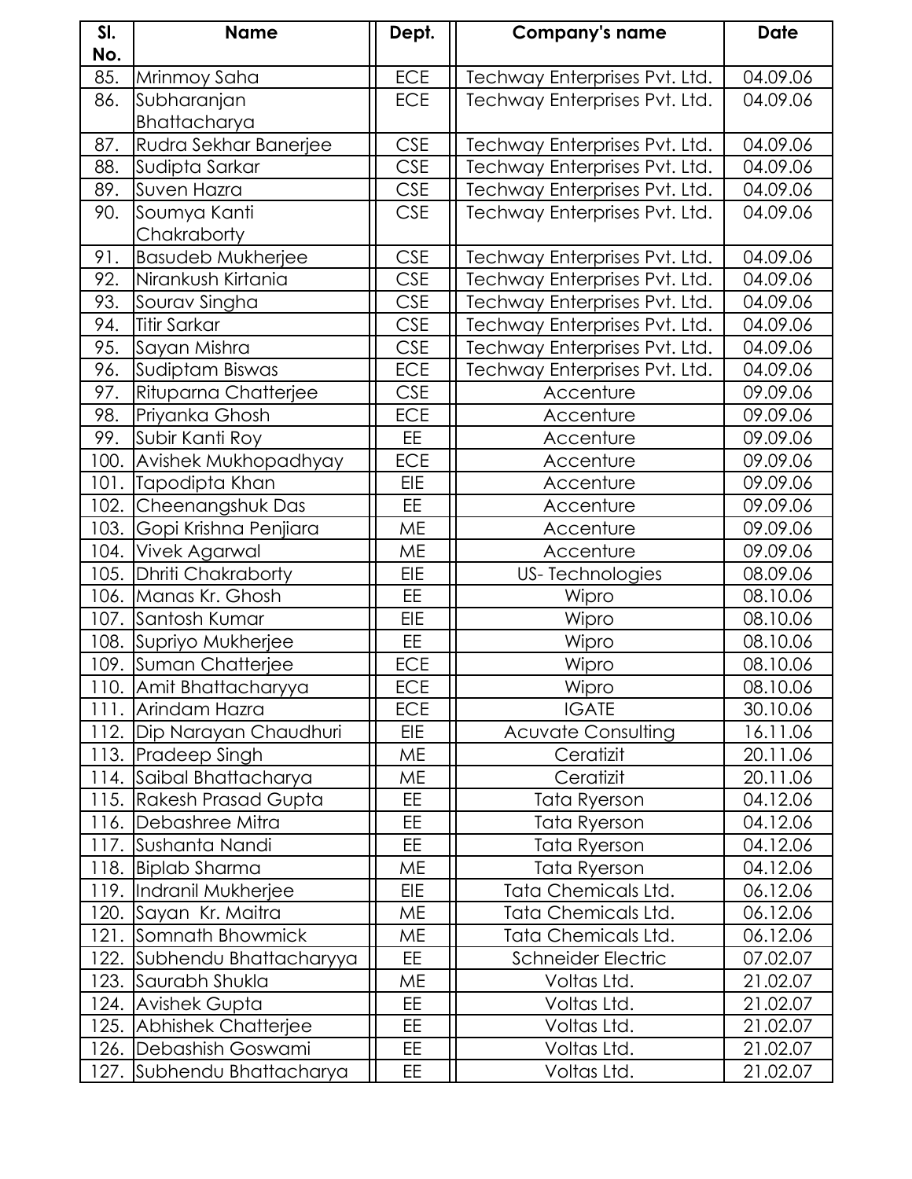| Sl. No. | Name | Dept. | Company's name | Date |
|---|---|---|---|---|
| 85. | Mrinmoy Saha | ECE | Techway Enterprises Pvt. Ltd. | 04.09.06 |
| 86. | Subharanjan Bhattacharya | ECE | Techway Enterprises Pvt. Ltd. | 04.09.06 |
| 87. | Rudra Sekhar Banerjee | CSE | Techway Enterprises Pvt. Ltd. | 04.09.06 |
| 88. | Sudipta Sarkar | CSE | Techway Enterprises Pvt. Ltd. | 04.09.06 |
| 89. | Suven Hazra | CSE | Techway Enterprises Pvt. Ltd. | 04.09.06 |
| 90. | Soumya Kanti Chakraborty | CSE | Techway Enterprises Pvt. Ltd. | 04.09.06 |
| 91. | Basudeb Mukherjee | CSE | Techway Enterprises Pvt. Ltd. | 04.09.06 |
| 92. | Nirankush Kirtania | CSE | Techway Enterprises Pvt. Ltd. | 04.09.06 |
| 93. | Sourav Singha | CSE | Techway Enterprises Pvt. Ltd. | 04.09.06 |
| 94. | Titir Sarkar | CSE | Techway Enterprises Pvt. Ltd. | 04.09.06 |
| 95. | Sayan Mishra | CSE | Techway Enterprises Pvt. Ltd. | 04.09.06 |
| 96. | Sudiptam Biswas | ECE | Techway Enterprises Pvt. Ltd. | 04.09.06 |
| 97. | Rituparna Chatterjee | CSE | Accenture | 09.09.06 |
| 98. | Priyanka Ghosh | ECE | Accenture | 09.09.06 |
| 99. | Subir Kanti Roy | EE | Accenture | 09.09.06 |
| 100. | Avishek Mukhopadhyay | ECE | Accenture | 09.09.06 |
| 101. | Tapodipta Khan | EIE | Accenture | 09.09.06 |
| 102. | Cheenangshuk Das | EE | Accenture | 09.09.06 |
| 103. | Gopi Krishna Penjiara | ME | Accenture | 09.09.06 |
| 104. | Vivek Agarwal | ME | Accenture | 09.09.06 |
| 105. | Dhriti Chakraborty | EIE | US- Technologies | 08.09.06 |
| 106. | Manas Kr. Ghosh | EE | Wipro | 08.10.06 |
| 107. | Santosh Kumar | EIE | Wipro | 08.10.06 |
| 108. | Supriyo Mukherjee | EE | Wipro | 08.10.06 |
| 109. | Suman Chatterjee | ECE | Wipro | 08.10.06 |
| 110. | Amit Bhattacharyya | ECE | Wipro | 08.10.06 |
| 111. | Arindam Hazra | ECE | IGATE | 30.10.06 |
| 112. | Dip Narayan Chaudhuri | EIE | Acuvate Consulting | 16.11.06 |
| 113. | Pradeep Singh | ME | Ceratizit | 20.11.06 |
| 114. | Saibal Bhattacharya | ME | Ceratizit | 20.11.06 |
| 115. | Rakesh Prasad Gupta | EE | Tata Ryerson | 04.12.06 |
| 116. | Debashree Mitra | EE | Tata Ryerson | 04.12.06 |
| 117. | Sushanta Nandi | EE | Tata Ryerson | 04.12.06 |
| 118. | Biplab Sharma | ME | Tata Ryerson | 04.12.06 |
| 119. | Indranil Mukherjee | EIE | Tata Chemicals Ltd. | 06.12.06 |
| 120. | Sayan Kr. Maitra | ME | Tata Chemicals Ltd. | 06.12.06 |
| 121. | Somnath Bhowmick | ME | Tata Chemicals Ltd. | 06.12.06 |
| 122. | Subhendu Bhattacharyya | EE | Schneider Electric | 07.02.07 |
| 123. | Saurabh Shukla | ME | Voltas Ltd. | 21.02.07 |
| 124. | Avishek Gupta | EE | Voltas Ltd. | 21.02.07 |
| 125. | Abhishek Chatterjee | EE | Voltas Ltd. | 21.02.07 |
| 126. | Debashish Goswami | EE | Voltas Ltd. | 21.02.07 |
| 127. | Subhendu Bhattacharya | EE | Voltas Ltd. | 21.02.07 |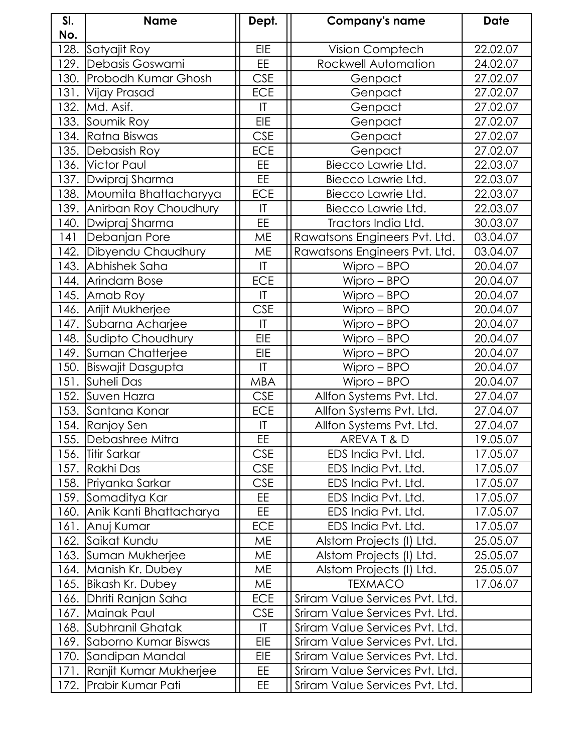| Sl. No. | Name | Dept. | Company's name | Date |
|---|---|---|---|---|
| 128. | Satyajit Roy | EIE | Vision Comptech | 22.02.07 |
| 129. | Debasis Goswami | EE | Rockwell Automation | 24.02.07 |
| 130. | Probodh Kumar Ghosh | CSE | Genpact | 27.02.07 |
| 131. | Vijay Prasad | ECE | Genpact | 27.02.07 |
| 132. | Md. Asif. | IT | Genpact | 27.02.07 |
| 133. | Soumik Roy | EIE | Genpact | 27.02.07 |
| 134. | Ratna Biswas | CSE | Genpact | 27.02.07 |
| 135. | Debasish Roy | ECE | Genpact | 27.02.07 |
| 136. | Victor Paul | EE | Biecco Lawrie Ltd. | 22.03.07 |
| 137. | Dwipraj Sharma | EE | Biecco Lawrie Ltd. | 22.03.07 |
| 138. | Moumita Bhattacharyya | ECE | Biecco Lawrie Ltd. | 22.03.07 |
| 139. | Anirban Roy Choudhury | IT | Biecco Lawrie Ltd. | 22.03.07 |
| 140. | Dwipraj Sharma | EE | Tractors India Ltd. | 30.03.07 |
| 141 | Debanjan Pore | ME | Rawatsons Engineers Pvt. Ltd. | 03.04.07 |
| 142. | Dibyendu Chaudhury | ME | Rawatsons Engineers Pvt. Ltd. | 03.04.07 |
| 143. | Abhishek Saha | IT | Wipro – BPO | 20.04.07 |
| 144. | Arindam Bose | ECE | Wipro – BPO | 20.04.07 |
| 145. | Arnab Roy | IT | Wipro – BPO | 20.04.07 |
| 146. | Arijit Mukherjee | CSE | Wipro – BPO | 20.04.07 |
| 147. | Subarna Acharjee | IT | Wipro – BPO | 20.04.07 |
| 148. | Sudipto Choudhury | EIE | Wipro – BPO | 20.04.07 |
| 149. | Suman Chatterjee | EIE | Wipro – BPO | 20.04.07 |
| 150. | Biswajit Dasgupta | IT | Wipro – BPO | 20.04.07 |
| 151. | Suheli Das | MBA | Wipro – BPO | 20.04.07 |
| 152. | Suven Hazra | CSE | Allfon Systems Pvt. Ltd. | 27.04.07 |
| 153. | Santana Konar | ECE | Allfon Systems Pvt. Ltd. | 27.04.07 |
| 154. | Ranjoy Sen | IT | Allfon Systems Pvt. Ltd. | 27.04.07 |
| 155. | Debashree Mitra | EE | AREVA T & D | 19.05.07 |
| 156. | Titir Sarkar | CSE | EDS India Pvt. Ltd. | 17.05.07 |
| 157. | Rakhi Das | CSE | EDS India Pvt. Ltd. | 17.05.07 |
| 158. | Priyanka Sarkar | CSE | EDS India Pvt. Ltd. | 17.05.07 |
| 159. | Somaditya Kar | EE | EDS India Pvt. Ltd. | 17.05.07 |
| 160. | Anik Kanti Bhattacharya | EE | EDS India Pvt. Ltd. | 17.05.07 |
| 161. | Anuj Kumar | ECE | EDS India Pvt. Ltd. | 17.05.07 |
| 162. | Saikat Kundu | ME | Alstom Projects (I) Ltd. | 25.05.07 |
| 163. | Suman Mukherjee | ME | Alstom Projects (I) Ltd. | 25.05.07 |
| 164. | Manish Kr. Dubey | ME | Alstom Projects (I) Ltd. | 25.05.07 |
| 165. | Bikash Kr. Dubey | ME | TEXMACO | 17.06.07 |
| 166. | Dhriti Ranjan Saha | ECE | Sriram Value Services Pvt. Ltd. | |
| 167. | Mainak Paul | CSE | Sriram Value Services Pvt. Ltd. | |
| 168. | Subhranil Ghatak | IT | Sriram Value Services Pvt. Ltd. | |
| 169. | Saborno Kumar Biswas | EIE | Sriram Value Services Pvt. Ltd. | |
| 170. | Sandipan Mandal | EIE | Sriram Value Services Pvt. Ltd. | |
| 171. | Ranjit Kumar Mukherjee | EE | Sriram Value Services Pvt. Ltd. | |
| 172. | Prabir Kumar Pati | EE | Sriram Value Services Pvt. Ltd. | |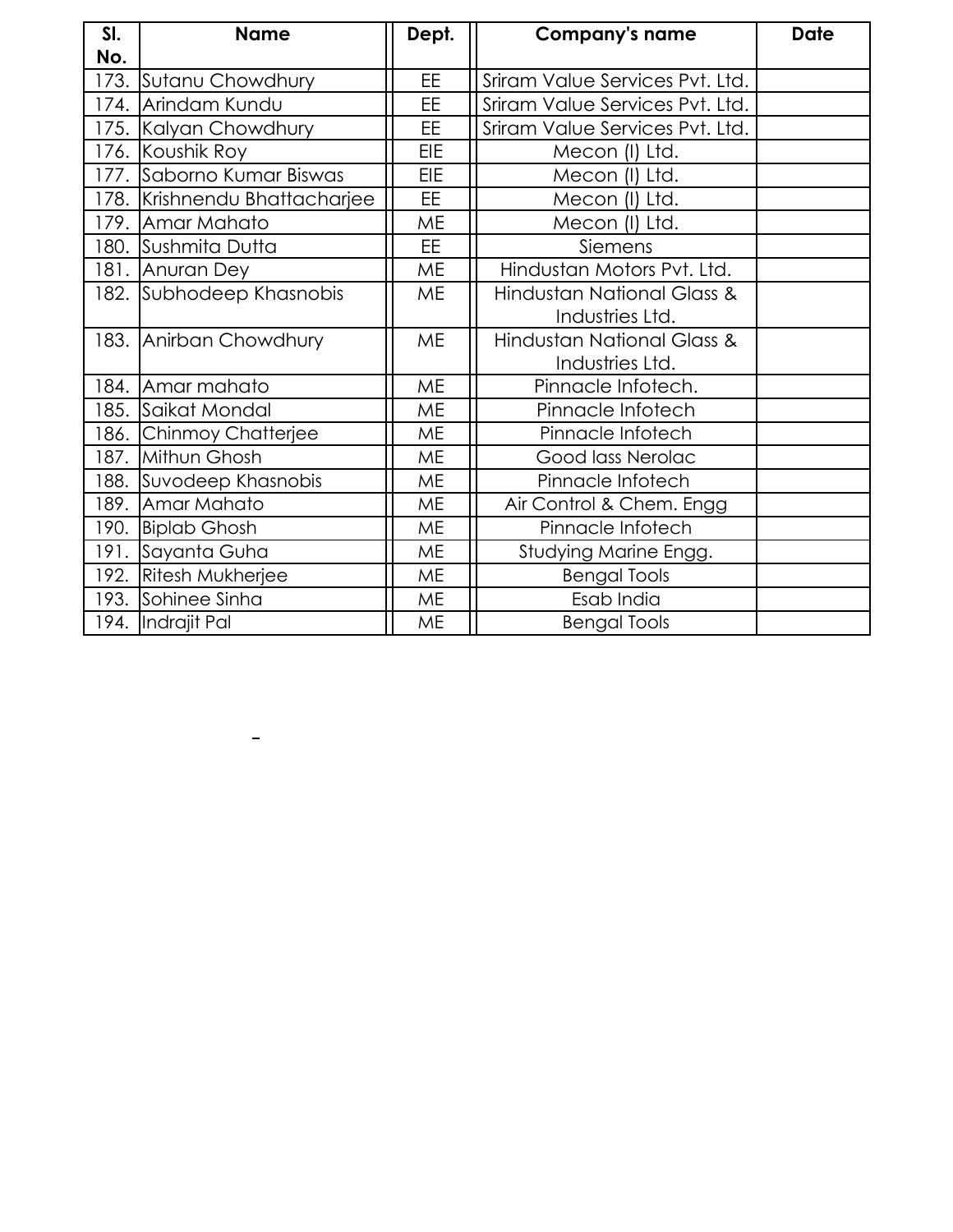| Sl. No. | Name | Dept. | Company's name | Date |
|---|---|---|---|---|
| 173. | Sutanu Chowdhury | EE | Sriram Value Services Pvt. Ltd. | |
| 174. | Arindam Kundu | EE | Sriram Value Services Pvt. Ltd. | |
| 175. | Kalyan Chowdhury | EE | Sriram Value Services Pvt. Ltd. | |
| 176. | Koushik Roy | EIE | Mecon (I) Ltd. | |
| 177. | Saborno Kumar Biswas | EIE | Mecon (I) Ltd. | |
| 178. | Krishnendu Bhattacharjee | EE | Mecon (I) Ltd. | |
| 179. | Amar Mahato | ME | Mecon (I) Ltd. | |
| 180. | Sushmita Dutta | EE | Siemens | |
| 181. | Anuran Dey | ME | Hindustan Motors Pvt. Ltd. | |
| 182. | Subhodeep Khasnobis | ME | Hindustan National Glass & Industries Ltd. | |
| 183. | Anirban Chowdhury | ME | Hindustan National Glass & Industries Ltd. | |
| 184. | Amar mahato | ME | Pinnacle Infotech. | |
| 185. | Saikat Mondal | ME | Pinnacle Infotech | |
| 186. | Chinmoy Chatterjee | ME | Pinnacle Infotech | |
| 187. | Mithun Ghosh | ME | Good lass Nerolac | |
| 188. | Suvodeep Khasnobis | ME | Pinnacle Infotech | |
| 189. | Amar Mahato | ME | Air Control & Chem. Engg | |
| 190. | Biplab Ghosh | ME | Pinnacle Infotech | |
| 191. | Sayanta Guha | ME | Studying Marine Engg. | |
| 192. | Ritesh Mukherjee | ME | Bengal Tools | |
| 193. | Sohinee Sinha | ME | Esab India | |
| 194. | Indrajit Pal | ME | Bengal Tools | |